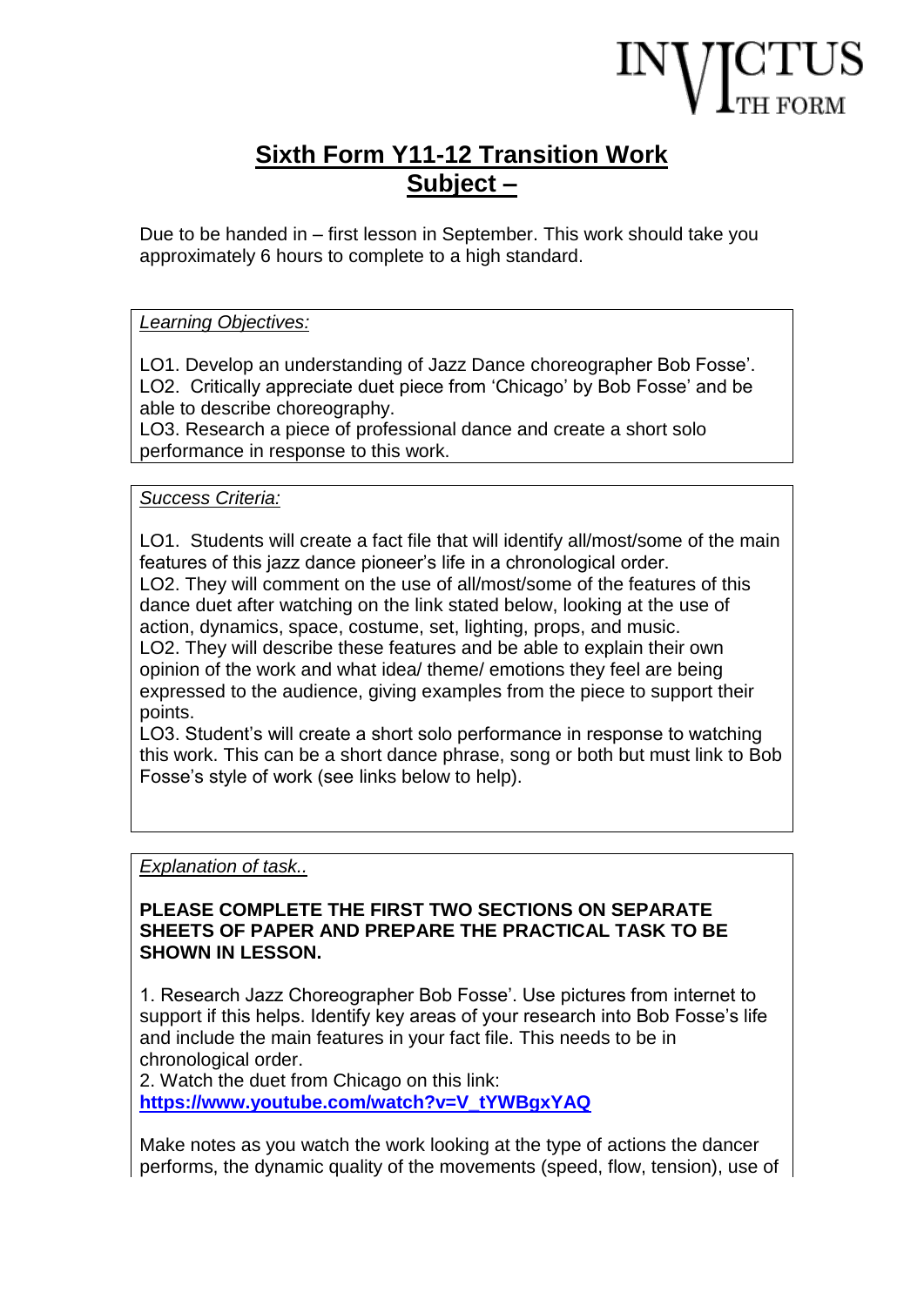# Sixth Form Y11-12 Transition Work

## Subject –

Due to be handed in – first lesson in September. This work should take you approximately 6 hours to complete to a high standard.

*Learning Objectives:*

LO1. Develop an understanding of Jazz Dance choreographer Bob Fosse'.
LO2. Critically appreciate duet piece from 'Chicago' by Bob Fosse' and be able to describe choreography.
LO3. Research a piece of professional dance and create a short solo performance in response to this work.

*Success Criteria:*

LO1. Students will create a fact file that will identify all/most/some of the main features of this jazz dance pioneer's life in a chronological order.
LO2. They will comment on the use of all/most/some of the features of this dance duet after watching on the link stated below, looking at the use of action, dynamics, space, costume, set, lighting, props, and music.
LO2. They will describe these features and be able to explain their own opinion of the work and what idea/ theme/ emotions they feel are being expressed to the audience, giving examples from the piece to support their points.
LO3. Student's will create a short solo performance in response to watching this work. This can be a short dance phrase, song or both but must link to Bob Fosse's style of work (see links below to help).

*Explanation of task..*

**PLEASE COMPLETE THE FIRST TWO SECTIONS ON SEPARATE SHEETS OF PAPER AND PREPARE THE PRACTICAL TASK TO BE SHOWN IN LESSON.**

1. Research Jazz Choreographer Bob Fosse'. Use pictures from internet to support if this helps. Identify key areas of your research into Bob Fosse's life and include the main features in your fact file. This needs to be in chronological order.
2. Watch the duet from Chicago on this link:
**https://www.youtube.com/watch?v=V_tYWBgxYAQ**

Make notes as you watch the work looking at the type of actions the dancer performs, the dynamic quality of the movements (speed, flow, tension), use of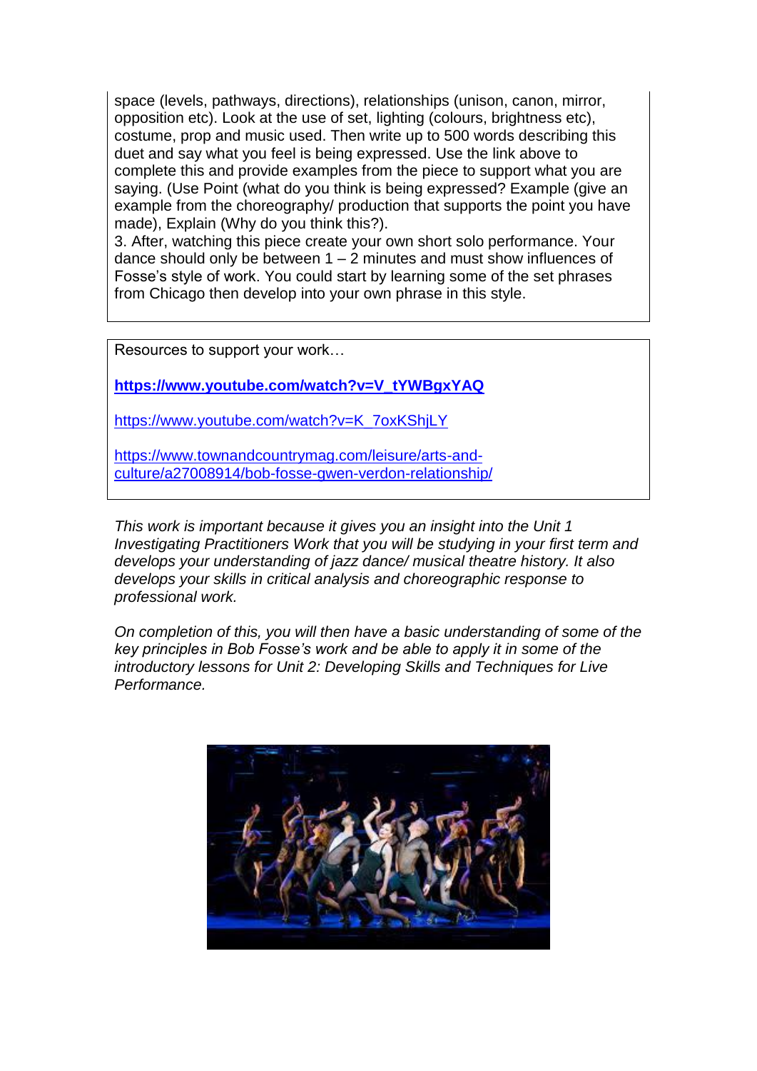space (levels, pathways, directions), relationships (unison, canon, mirror, opposition etc). Look at the use of set, lighting (colours, brightness etc), costume, prop and music used. Then write up to 500 words describing this duet and say what you feel is being expressed. Use the link above to complete this and provide examples from the piece to support what you are saying. (Use Point (what do you think is being expressed? Example (give an example from the choreography/ production that supports the point you have made), Explain (Why do you think this?).

3. After, watching this piece create your own short solo performance. Your dance should only be between 1 – 2 minutes and must show influences of Fosse's style of work. You could start by learning some of the set phrases from Chicago then develop into your own phrase in this style.

Resources to support your work…

**https://www.youtube.com/watch?v=V_tYWBgxYAQ**

https://www.youtube.com/watch?v=K_7oxKShjLY

https://www.townandcountrymag.com/leisure/arts-and-culture/a27008914/bob-fosse-gwen-verdon-relationship/

*This work is important because it gives you an insight into the Unit 1 Investigating Practitioners Work that you will be studying in your first term and develops your understanding of jazz dance/ musical theatre history. It also develops your skills in critical analysis and choreographic response to professional work.*

*On completion of this, you will then have a basic understanding of some of the key principles in Bob Fosse's work and be able to apply it in some of the introductory lessons for Unit 2: Developing Skills and Techniques for Live Performance.*